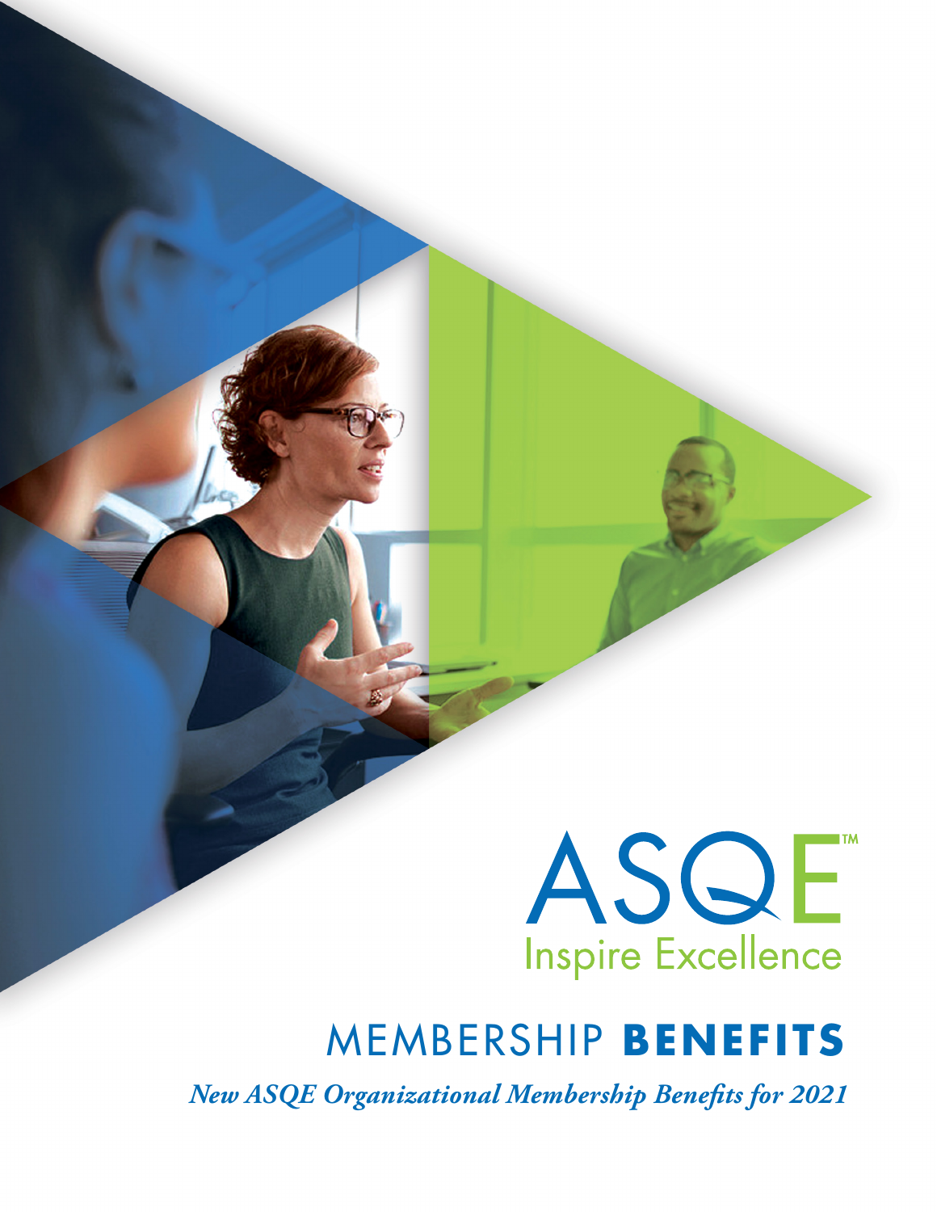ASQE™

Inspire Excellence

# MEMBERSHIP **BENEFITS**

***New ASQE Organizational Membership Benefits for 2021***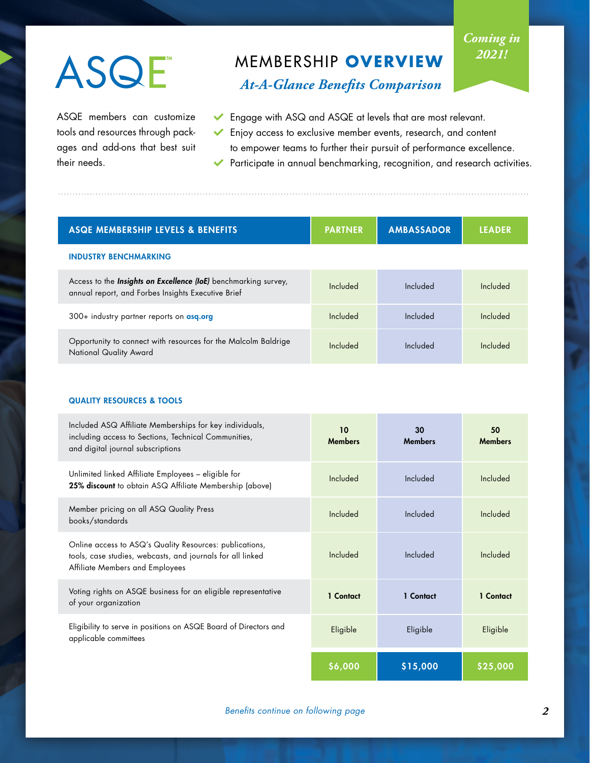# ASQE™

## MEMBERSHIP **OVERVIEW**

### *At-A-Glance Benefits Comparison*

*Coming in 2021!*

ASQE members can customize tools and resources through packages and add-ons that best suit their needs.

- Engage with ASQ and ASQE at levels that are most relevant.
- Enjoy access to exclusive member events, research, and content to empower teams to further their pursuit of performance excellence.
- Participate in annual benchmarking, recognition, and research activities.

| ASQE MEMBERSHIP LEVELS & BENEFITS | PARTNER | AMBASSADOR | LEADER |
|---|---|---|---|
| **INDUSTRY BENCHMARKING** | | | |
| Access to the ***Insights on Excellence (IoE)*** benchmarking survey, annual report, and Forbes Insights Executive Brief | Included | Included | Included |
| 300+ industry partner reports on **asq.org** | Included | Included | Included |
| Opportunity to connect with resources for the Malcolm Baldrige National Quality Award | Included | Included | Included |
| **QUALITY RESOURCES & TOOLS** | | | |
| Included ASQ Affiliate Memberships for key individuals, including access to Sections, Technical Communities, and digital journal subscriptions | **10 Members** | **30 Members** | **50 Members** |
| Unlimited linked Affiliate Employees – eligible for **25% discount** to obtain ASQ Affiliate Membership (above) | Included | Included | Included |
| Member pricing on all ASQ Quality Press books/standards | Included | Included | Included |
| Online access to ASQ's Quality Resources: publications, tools, case studies, webcasts, and journals for all linked Affiliate Members and Employees | Included | Included | Included |
| Voting rights on ASQE business for an eligible representative of your organization | **1 Contact** | **1 Contact** | **1 Contact** |
| Eligibility to serve in positions on ASQE Board of Directors and applicable committees | Eligible | Eligible | Eligible |
| | **$6,000** | **$15,000** | **$25,000** |

*Benefits continue on following page*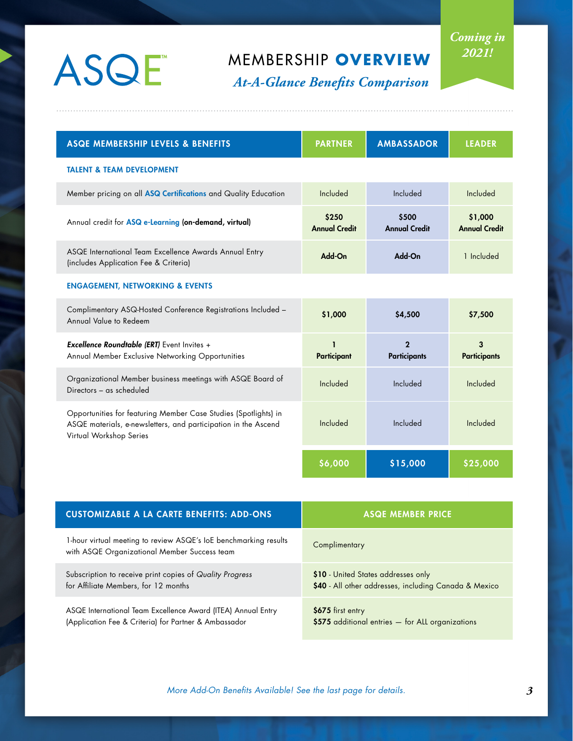ASQE™

Coming in 2021!

# MEMBERSHIP **OVERVIEW**

## *At-A-Glance Benefits Comparison*

| ASQE MEMBERSHIP LEVELS & BENEFITS | PARTNER | AMBASSADOR | LEADER |
|---|---|---|---|
| **TALENT & TEAM DEVELOPMENT** | | | |
| Member pricing on all **ASQ Certifications** and Quality Education | Included | Included | Included |
| Annual credit for **ASQ e-Learning** **(on-demand, virtual)** | **$250 Annual Credit** | **$500 Annual Credit** | **$1,000 Annual Credit** |
| ASQE International Team Excellence Awards Annual Entry (includes Application Fee & Criteria) | **Add-On** | **Add-On** | 1 Included |
| **ENGAGEMENT, NETWORKING & EVENTS** | | | |
| Complimentary ASQ-Hosted Conference Registrations Included – Annual Value to Redeem | **$1,000** | **$4,500** | **$7,500** |
| ***Excellence Roundtable (ERT)*** Event Invites + Annual Member Exclusive Networking Opportunities | **1 Participant** | **2 Participants** | **3 Participants** |
| Organizational Member business meetings with ASQE Board of Directors – as scheduled | Included | Included | Included |
| Opportunities for featuring Member Case Studies (Spotlights) in ASQE materials, e-newsletters, and participation in the Ascend Virtual Workshop Series | Included | Included | Included |
| | **$6,000** | **$15,000** | **$25,000** |

| CUSTOMIZABLE A LA CARTE BENEFITS: ADD-ONS | ASQE MEMBER PRICE |
|---|---|
| 1-hour virtual meeting to review ASQE's IoE benchmarking results with ASQE Organizational Member Success team | Complimentary |
| Subscription to receive print copies of *Quality Progress* for Affiliate Members, for 12 months | **$10** - United States addresses only<br>**$40** - All other addresses, including Canada & Mexico |
| ASQE International Team Excellence Award (ITEA) Annual Entry (Application Fee & Criteria) for Partner & Ambassador | **$675** first entry<br>**$575** additional entries — for ALL organizations |

*More Add-On Benefits Available! See the last page for details.*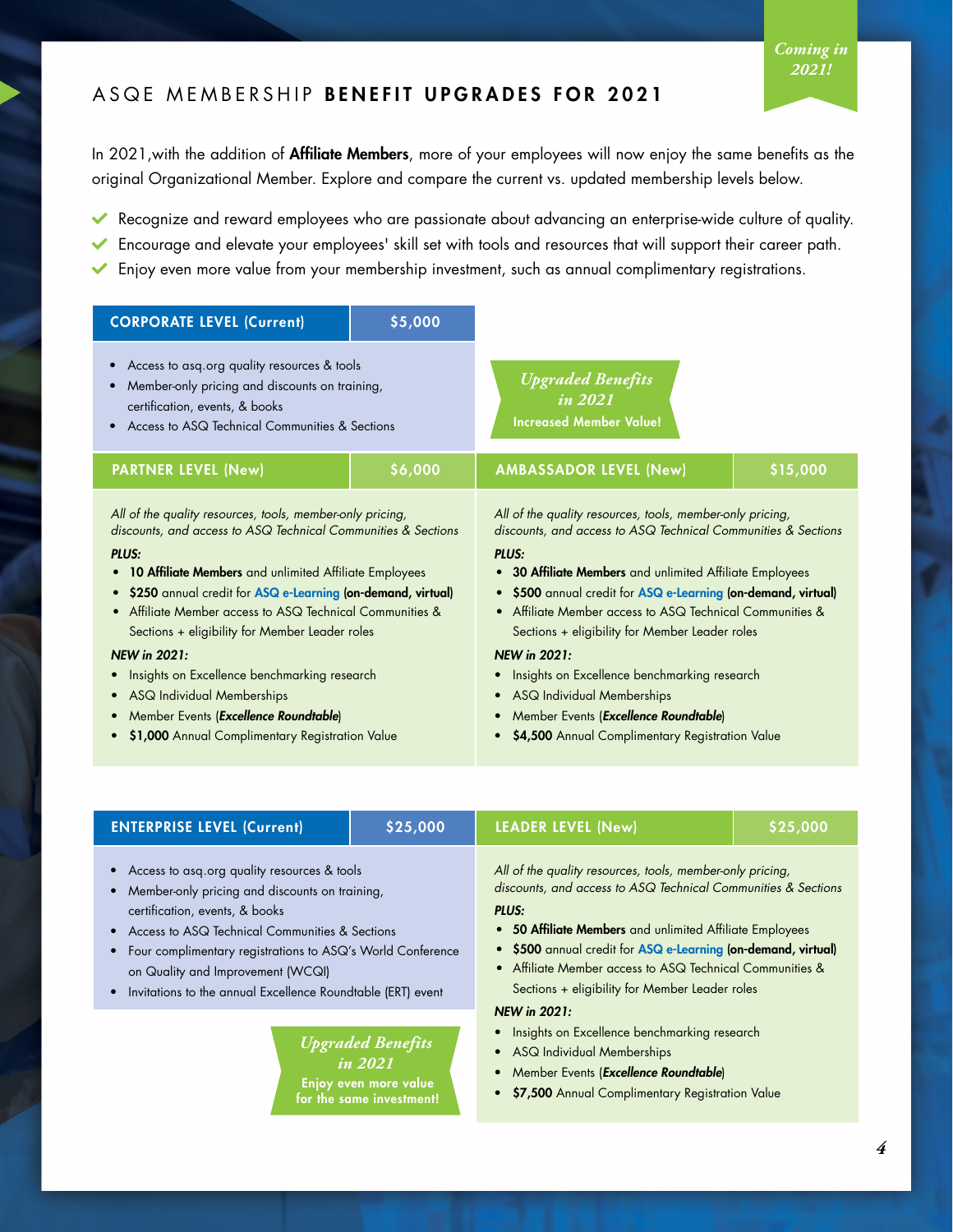*Coming in 2021!*

# ASQE MEMBERSHIP **BENEFIT UPGRADES FOR 2021**

In 2021,with the addition of **Affiliate Members**, more of your employees will now enjoy the same benefits as the original Organizational Member. Explore and compare the current vs. updated membership levels below.

- ✔ Recognize and reward employees who are passionate about advancing an enterprise-wide culture of quality.
- ✔ Encourage and elevate your employees' skill set with tools and resources that will support their career path.
- ✔ Enjoy even more value from your membership investment, such as annual complimentary registrations.

## CORPORATE LEVEL (Current) — $5,000

- Access to asq.org quality resources & tools
- Member-only pricing and discounts on training, certification, events, & books
- Access to ASQ Technical Communities & Sections

*Upgraded Benefits in 2021*
**Increased Member Value!**

## PARTNER LEVEL (New) — $6,000

*All of the quality resources, tools, member-only pricing, discounts, and access to ASQ Technical Communities & Sections*

***PLUS:***

- **10 Affiliate Members** and unlimited Affiliate Employees
- **$250** annual credit for **ASQ e-Learning** **(on-demand, virtual)**
- Affiliate Member access to ASQ Technical Communities & Sections + eligibility for Member Leader roles

***NEW in 2021:***

- Insights on Excellence benchmarking research
- ASQ Individual Memberships
- Member Events (***Excellence Roundtable***)
- **$1,000** Annual Complimentary Registration Value

## AMBASSADOR LEVEL (New) — $15,000

*All of the quality resources, tools, member-only pricing, discounts, and access to ASQ Technical Communities & Sections*

***PLUS:***

- **30 Affiliate Members** and unlimited Affiliate Employees
- **$500** annual credit for **ASQ e-Learning** **(on-demand, virtual)**
- Affiliate Member access to ASQ Technical Communities & Sections + eligibility for Member Leader roles

***NEW in 2021:***

- Insights on Excellence benchmarking research
- ASQ Individual Memberships
- Member Events (***Excellence Roundtable***)
- **$4,500** Annual Complimentary Registration Value

## ENTERPRISE LEVEL (Current) — $25,000

- Access to asq.org quality resources & tools
- Member-only pricing and discounts on training, certification, events, & books
- Access to ASQ Technical Communities & Sections
- Four complimentary registrations to ASQ's World Conference on Quality and Improvement (WCQI)
- Invitations to the annual Excellence Roundtable (ERT) event

*Upgraded Benefits in 2021*
**Enjoy even more value for the same investment!**

## LEADER LEVEL (New) — $25,000

*All of the quality resources, tools, member-only pricing, discounts, and access to ASQ Technical Communities & Sections*

***PLUS:***

- **50 Affiliate Members** and unlimited Affiliate Employees
- **$500** annual credit for **ASQ e-Learning** **(on-demand, virtual)**
- Affiliate Member access to ASQ Technical Communities & Sections + eligibility for Member Leader roles

***NEW in 2021:***

- Insights on Excellence benchmarking research
- ASQ Individual Memberships
- Member Events (***Excellence Roundtable***)
- **$7,500** Annual Complimentary Registration Value